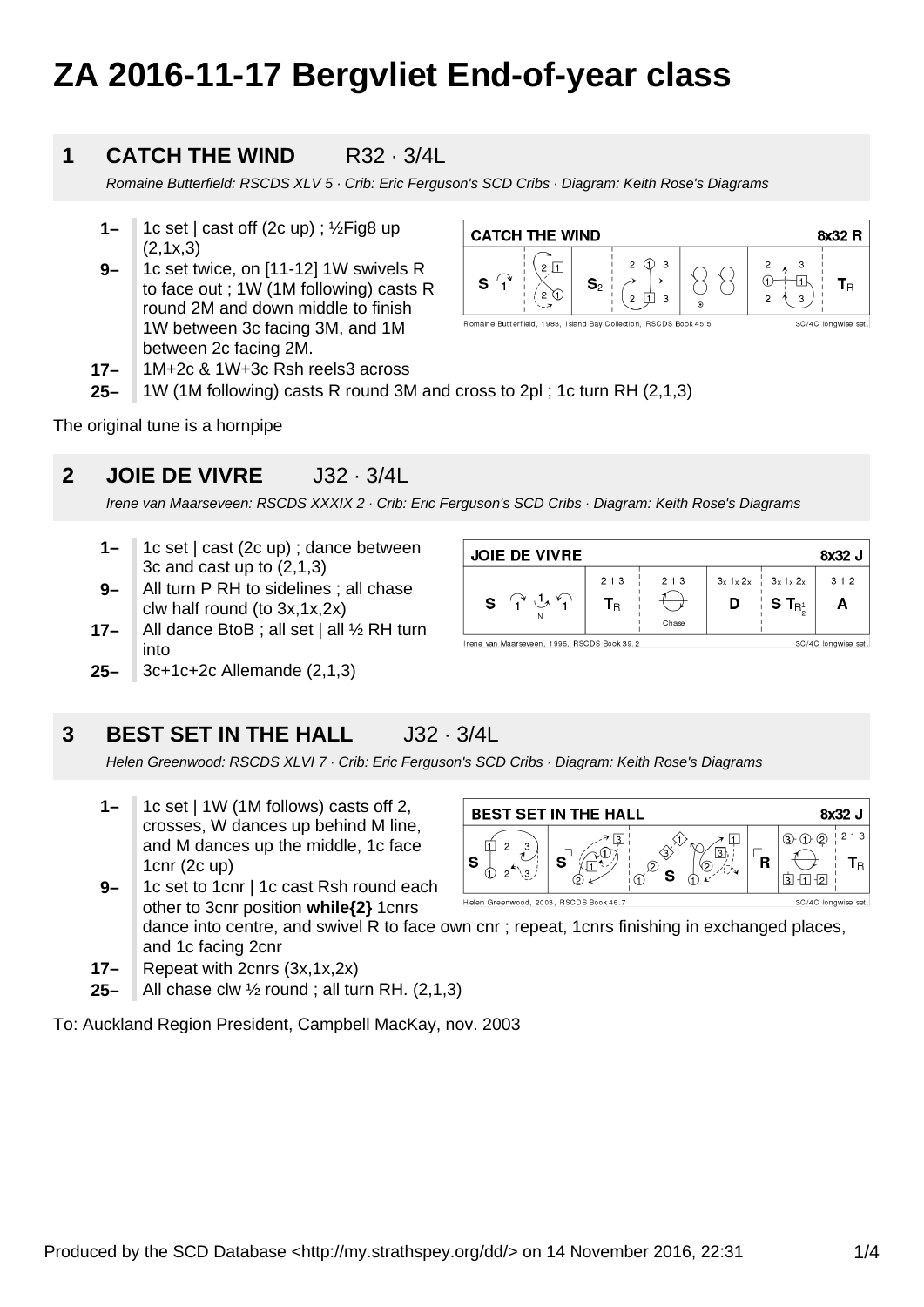# ZA 2016-11-17 Bergvliet End-of-year class

## 1 CATCH THE WIND R32 · 3/4L

*Romaine Butterfield: RSCDS XLV 5 · Crib: Eric Ferguson's SCD Cribs · Diagram: Keith Rose's Diagrams*

- **1–** 1c set | cast off (2c up) ; ½Fig8 up (2,1x,3)
- **9–** 1c set twice, on [11-12] 1W swivels R to face out ; 1W (1M following) casts R round 2M and down middle to finish 1W between 3c facing 3M, and 1M between 2c facing 2M.
- **17–** 1M+2c & 1W+3c Rsh reels3 across
- **25–** 1W (1M following) casts R round 3M and cross to 2pl ; 1c turn RH (2,1,3)

The original tune is a hornpipe

## 2 JOIE DE VIVRE J32 · 3/4L

*Irene van Maarseveen: RSCDS XXXIX 2 · Crib: Eric Ferguson's SCD Cribs · Diagram: Keith Rose's Diagrams*

- **1–** 1c set | cast (2c up) ; dance between 3c and cast up to (2,1,3)
- **9–** All turn P RH to sidelines ; all chase clw half round (to 3x,1x,2x)
- **17–** All dance BtoB ; all set | all ½ RH turn into
- **25–** 3c+1c+2c Allemande (2,1,3)

## 3 BEST SET IN THE HALL J32 · 3/4L

*Helen Greenwood: RSCDS XLVI 7 · Crib: Eric Ferguson's SCD Cribs · Diagram: Keith Rose's Diagrams*

- **1–** 1c set | 1W (1M follows) casts off 2, crosses, W dances up behind M line, and M dances up the middle, 1c face 1cnr (2c up)
- **9–** 1c set to 1cnr | 1c cast Rsh round each other to 3cnr position **while{2}** 1cnrs dance into centre, and swivel R to face own cnr ; repeat, 1cnrs finishing in exchanged places, and 1c facing 2cnr
- **17–** Repeat with 2cnrs (3x,1x,2x)
- **25–** All chase clw ½ round ; all turn RH. (2,1,3)

To: Auckland Region President, Campbell MacKay, nov. 2003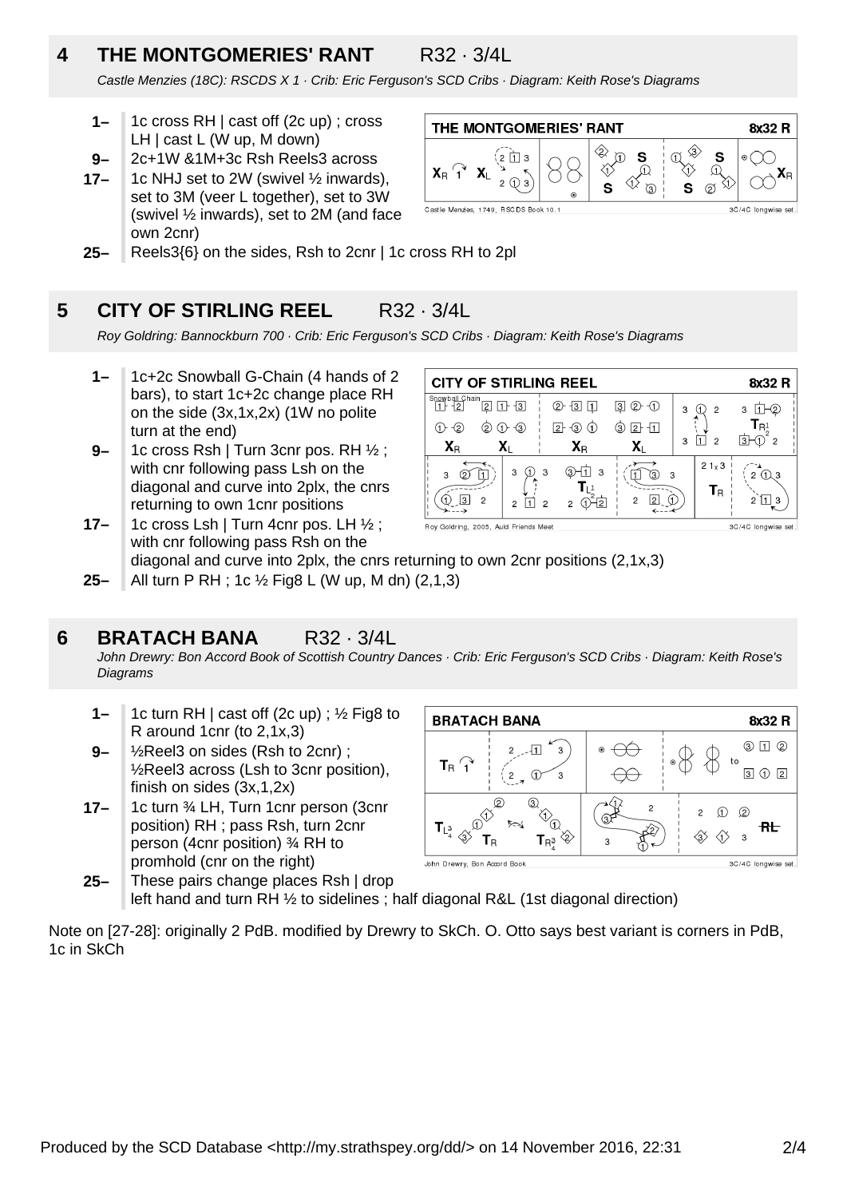## 4 THE MONTGOMERIES' RANT R32 · 3/4L

*Castle Menzies (18C): RSCDS X 1 · Crib: Eric Ferguson's SCD Cribs · Diagram: Keith Rose's Diagrams*

- **1–** 1c cross RH | cast off (2c up) ; cross LH | cast L (W up, M down)
- **9–** 2c+1W &1M+3c Rsh Reels3 across
- **17–** 1c NHJ set to 2W (swivel ½ inwards), set to 3M (veer L together), set to 3W (swivel ½ inwards), set to 2M (and face own 2cnr)
- **25–** Reels3{6} on the sides, Rsh to 2cnr | 1c cross RH to 2pl

## 5 CITY OF STIRLING REEL R32 · 3/4L

*Roy Goldring: Bannockburn 700 · Crib: Eric Ferguson's SCD Cribs · Diagram: Keith Rose's Diagrams*

- **1–** 1c+2c Snowball G-Chain (4 hands of 2 bars), to start 1c+2c change place RH on the side (3x,1x,2x) (1W no polite turn at the end)
- **9–** 1c cross Rsh | Turn 3cnr pos. RH ½ ; with cnr following pass Lsh on the diagonal and curve into 2plx, the cnrs returning to own 1cnr positions
- **17–** 1c cross Lsh | Turn 4cnr pos. LH ½ ; with cnr following pass Rsh on the diagonal and curve into 2plx, the cnrs returning to own 2cnr positions (2,1x,3)
- **25–** All turn P RH ; 1c ½ Fig8 L (W up, M dn) (2,1,3)

## 6 BRATACH BANA R32 · 3/4L

*John Drewry: Bon Accord Book of Scottish Country Dances · Crib: Eric Ferguson's SCD Cribs · Diagram: Keith Rose's Diagrams*

- **1–** 1c turn RH | cast off (2c up) ; ½ Fig8 to R around 1cnr (to 2,1x,3)
- **9–** ½Reel3 on sides (Rsh to 2cnr) ; ½Reel3 across (Lsh to 3cnr position), finish on sides (3x,1,2x)
- **17–** 1c turn ¾ LH, Turn 1cnr person (3cnr position) RH ; pass Rsh, turn 2cnr person (4cnr position) ¾ RH to promhold (cnr on the right)
- **25–** These pairs change places Rsh | drop left hand and turn RH ½ to sidelines ; half diagonal R&L (1st diagonal direction)

Note on [27-28]: originally 2 PdB. modified by Drewry to SkCh. O. Otto says best variant is corners in PdB, 1c in SkCh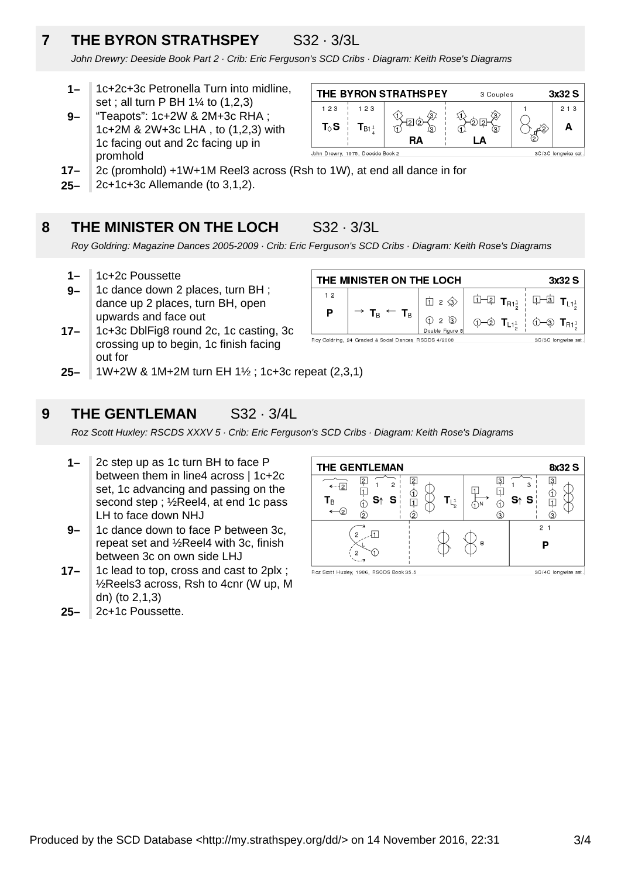## 7 THE BYRON STRATHSPEY S32 · 3/3L

*John Drewry: Deeside Book Part 2 · Crib: Eric Ferguson's SCD Cribs · Diagram: Keith Rose's Diagrams*

- **1–** 1c+2c+3c Petronella Turn into midline, set ; all turn P BH 1¼ to (1,2,3)
- **9–** "Teapots": 1c+2W & 2M+3c RHA ; 1c+2M & 2W+3c LHA , to (1,2,3) with 1c facing out and 2c facing up in promhold
- **17–** 2c (promhold) +1W+1M Reel3 across (Rsh to 1W), at end all dance in for
- **25–** 2c+1c+3c Allemande (to 3,1,2).

## 8 THE MINISTER ON THE LOCH S32 · 3/3L

*Roy Goldring: Magazine Dances 2005-2009 · Crib: Eric Ferguson's SCD Cribs · Diagram: Keith Rose's Diagrams*

- **1–** 1c+2c Poussette
- **9–** 1c dance down 2 places, turn BH ; dance up 2 places, turn BH, open upwards and face out
- **17–** 1c+3c DblFig8 round 2c, 1c casting, 3c crossing up to begin, 1c finish facing out for
- **25–** 1W+2W & 1M+2M turn EH 1½ ; 1c+3c repeat (2,3,1)

## 9 THE GENTLEMAN S32 · 3/4L

*Roz Scott Huxley: RSCDS XXXV 5 · Crib: Eric Ferguson's SCD Cribs · Diagram: Keith Rose's Diagrams*

- **1–** 2c step up as 1c turn BH to face P between them in line4 across | 1c+2c set, 1c advancing and passing on the second step ; ½Reel4, at end 1c pass LH to face down NHJ
- **9–** 1c dance down to face P between 3c, repeat set and ½Reel4 with 3c, finish between 3c on own side LHJ
- **17–** 1c lead to top, cross and cast to 2plx ; ½Reels3 across, Rsh to 4cnr (W up, M dn) (to 2,1,3)
- **25–** 2c+1c Poussette.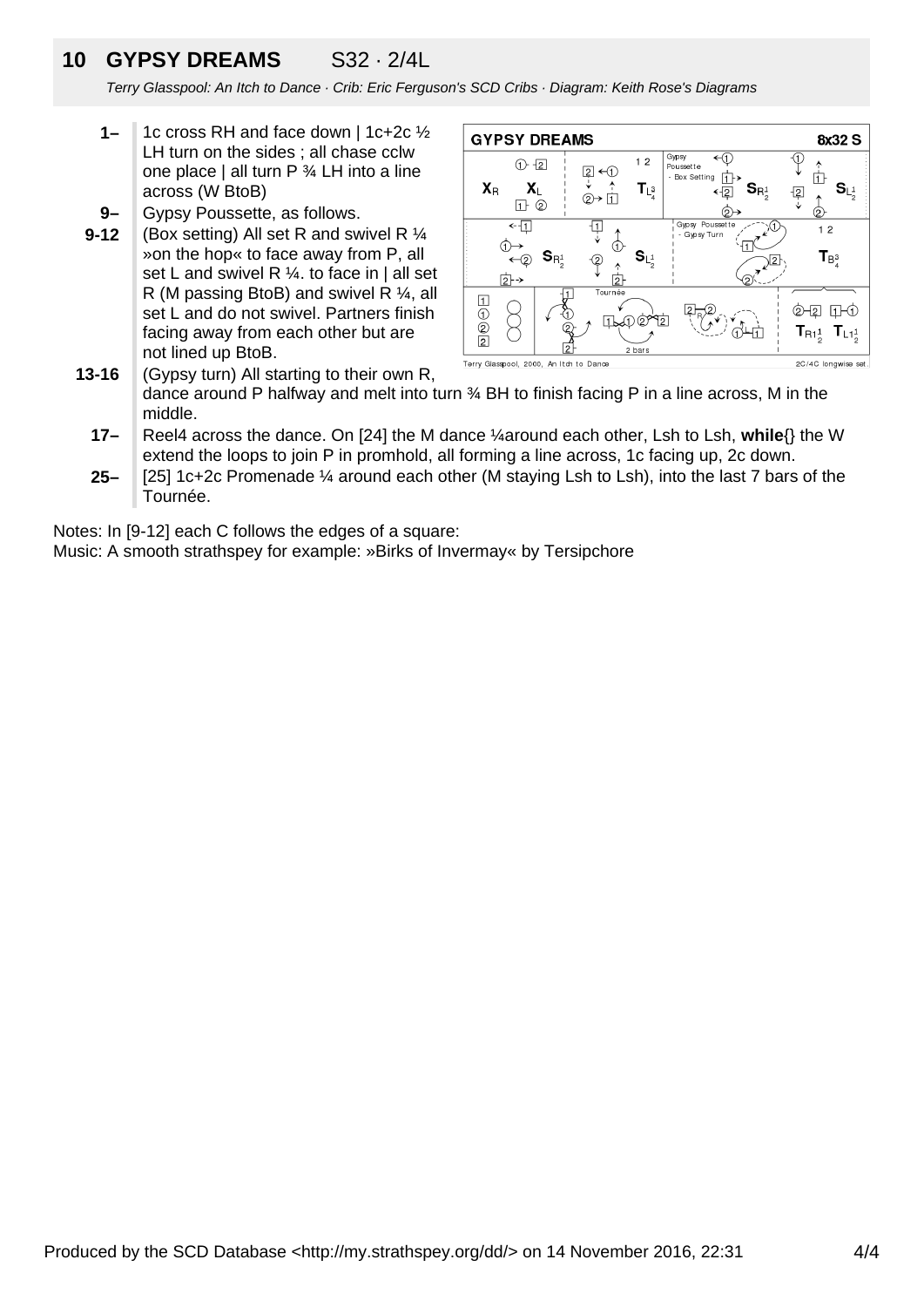## 10 GYPSY DREAMS S32 · 2/4L

*Terry Glasspool: An Itch to Dance · Crib: Eric Ferguson's SCD Cribs · Diagram: Keith Rose's Diagrams*

**1–** 1c cross RH and face down | 1c+2c ½ LH turn on the sides ; all chase cclw one place | all turn P ¾ LH into a line across (W BtoB)

**9–** Gypsy Poussette, as follows.

**9-12** (Box setting) All set R and swivel R ¼ »on the hop« to face away from P, all set L and swivel R ¼. to face in | all set R (M passing BtoB) and swivel R ¼, all set L and do not swivel. Partners finish facing away from each other but are not lined up BtoB.

**13-16** (Gypsy turn) All starting to their own R, dance around P halfway and melt into turn ¾ BH to finish facing P in a line across, M in the middle.

**17–** Reel4 across the dance. On [24] the M dance ¼around each other, Lsh to Lsh, **while**{} the W extend the loops to join P in promhold, all forming a line across, 1c facing up, 2c down.

**25–** [25] 1c+2c Promenade ¼ around each other (M staying Lsh to Lsh), into the last 7 bars of the Tournée.

GYPSY DREAMS 8x32 S

Terry Glasspool, 2000, An Itch to Dance 2C/4C longwise set.

Notes: In [9-12] each C follows the edges of a square:

Music: A smooth strathspey for example: »Birks of Invermay« by Tersipchore